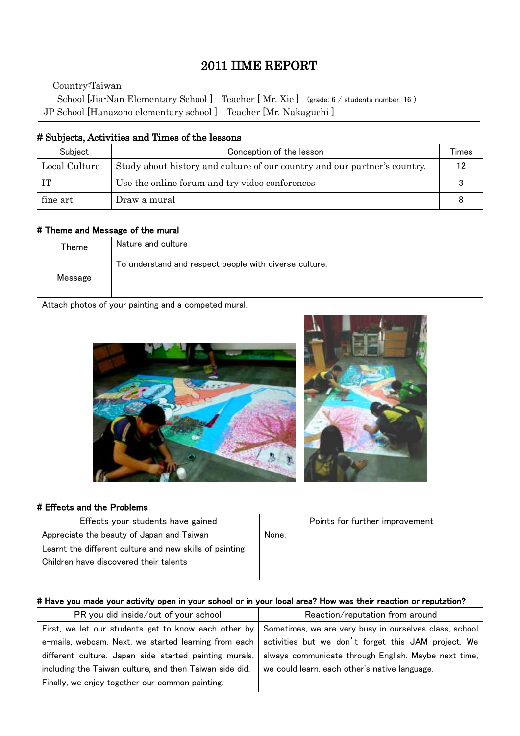# 2011 IIME REPORT

Country:Taiwan

School [Jia-Nan Elementary School ]　Teacher [ Mr. Xie ]　(grade: 6 / students number: 16 )

JP School [Hanazono elementary school ]　Teacher [Mr. Nakaguchi ]

## # Subjects, Activities and Times of the lessons

| Subject | Conception of the lesson | Times |
|---|---|---|
| Local Culture | Study about history and culture of our country and our partner's country. | 12 |
| IT | Use the online forum and try video conferences | 3 |
| fine art | Draw a mural | 8 |

## # Theme and Message of the mural

| Theme | Nature and culture |
|---|---|
| Message | To understand and respect people with diverse culture. |

Attach photos of your painting and a competed mural.

## # Effects and the Problems

| Effects your students have gained | Points for further improvement |
|---|---|
| Appreciate the beauty of Japan and Taiwan<br>Learnt the different culture and new skills of painting<br>Children have discovered their talents | None. |

## # Have you made your activity open in your school or in your local area? How was their reaction or reputation?

| PR you did inside/out of your school | Reaction/reputation from around |
|---|---|
| First, we let our students get to know each other by e-mails, webcam. Next, we started learning from each different culture. Japan side started painting murals, including the Taiwan culture, and then Taiwan side did. Finally, we enjoy together our common painting. | Sometimes, we are very busy in ourselves class, school activities but we don't forget this JAM project. We always communicate through English. Maybe next time, we could learn. each other's native language. |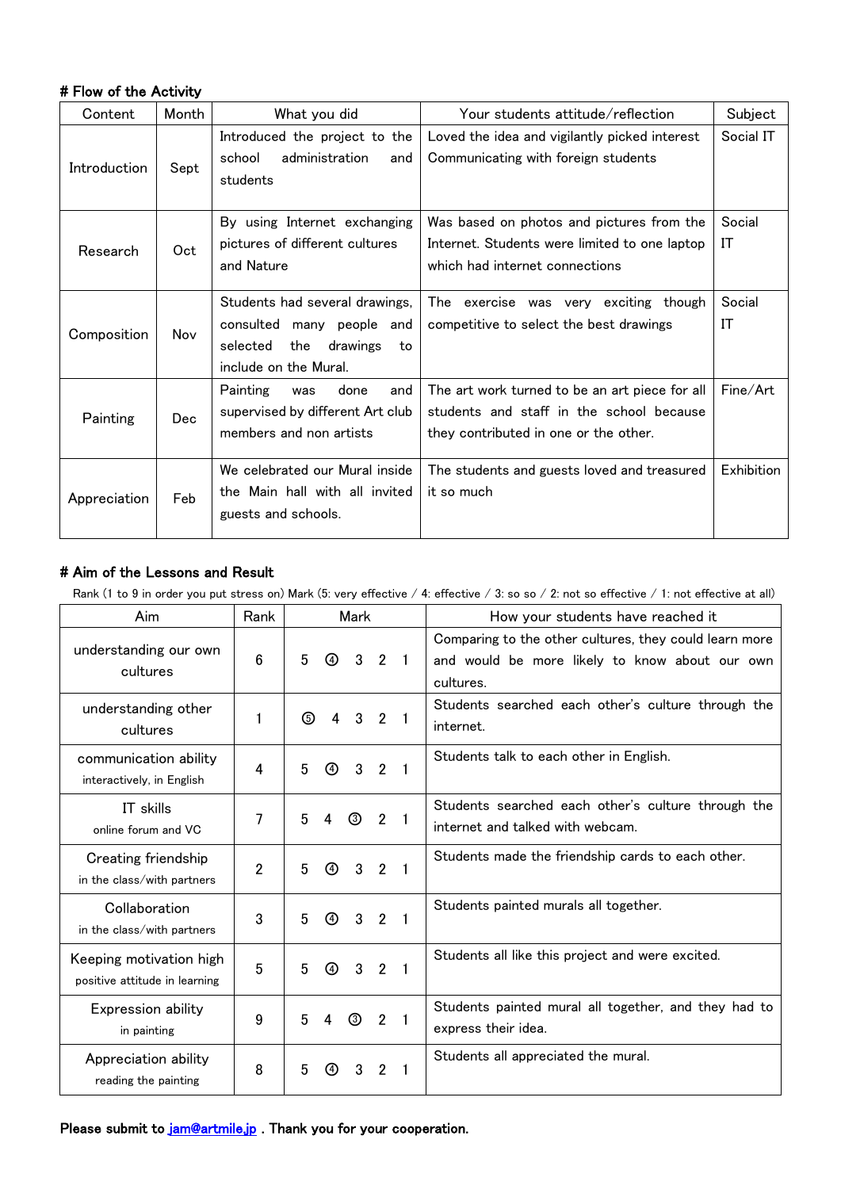# Flow of the Activity

| Content | Month | What you did | Your students attitude/reflection | Subject |
|---|---|---|---|---|
| Introduction | Sept | Introduced the project to the school administration and students | Loved the idea and vigilantly picked interest Communicating with foreign students | Social IT |
| Research | Oct | By using Internet exchanging pictures of different cultures and Nature | Was based on photos and pictures from the Internet. Students were limited to one laptop which had internet connections | Social IT |
| Composition | Nov | Students had several drawings, consulted many people and selected the drawings to include on the Mural. | The exercise was very exciting though competitive to select the best drawings | Social IT |
| Painting | Dec | Painting was done and supervised by different Art club members and non artists | The art work turned to be an art piece for all students and staff in the school because they contributed in one or the other. | Fine/Art |
| Appreciation | Feb | We celebrated our Mural inside the Main hall with all invited guests and schools. | The students and guests loved and treasured it so much | Exhibition |

# Aim of the Lessons and Result

Rank (1 to 9 in order you put stress on) Mark (5: very effective / 4: effective / 3: so so / 2: not so effective / 1: not effective at all)

| Aim | Rank | Mark | How your students have reached it |
|---|---|---|---|
| understanding our own cultures | 6 | 5 ④ 3 2 1 | Comparing to the other cultures, they could learn more and would be more likely to know about our own cultures. |
| understanding other cultures | 1 | ⑤ 4 3 2 1 | Students searched each other's culture through the internet. |
| communication ability interactively, in English | 4 | 5 ④ 3 2 1 | Students talk to each other in English. |
| IT skills online forum and VC | 7 | 5 4 ③ 2 1 | Students searched each other's culture through the internet and talked with webcam. |
| Creating friendship in the class/with partners | 2 | 5 ④ 3 2 1 | Students made the friendship cards to each other. |
| Collaboration in the class/with partners | 3 | 5 ④ 3 2 1 | Students painted murals all together. |
| Keeping motivation high positive attitude in learning | 5 | 5 ④ 3 2 1 | Students all like this project and were excited. |
| Expression ability in painting | 9 | 5 4 ③ 2 1 | Students painted mural all together, and they had to express their idea. |
| Appreciation ability reading the painting | 8 | 5 ④ 3 2 1 | Students all appreciated the mural. |

**Please submit to jam@artmile.jp . Thank you for your cooperation.**